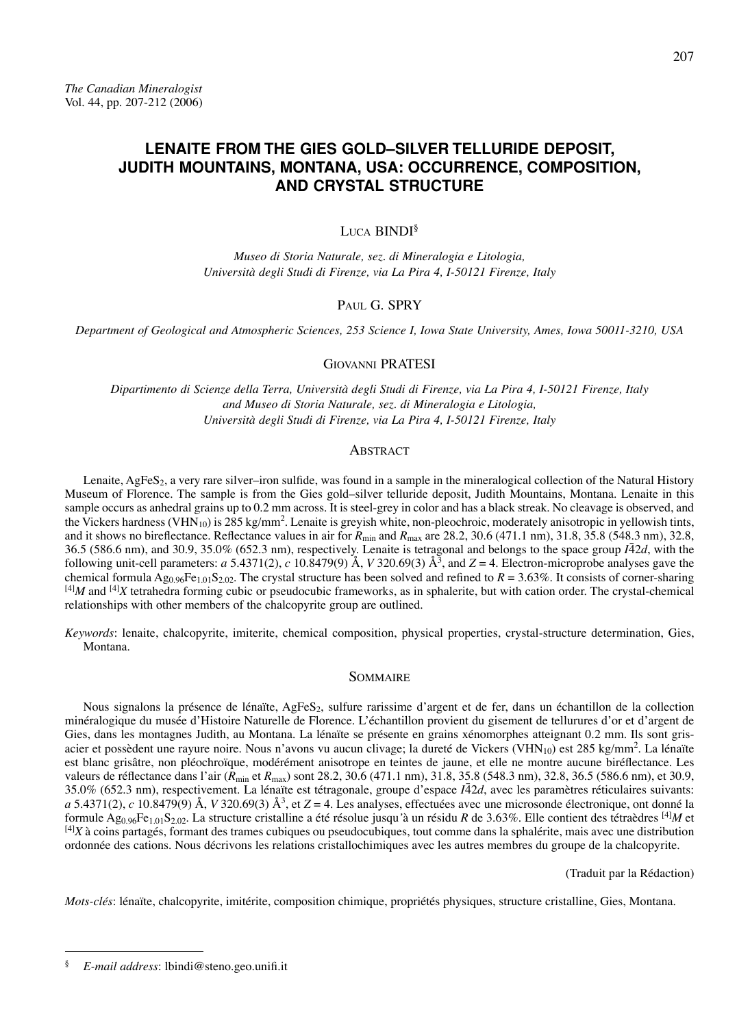# LENAITE FROM THE GIES GOLD–SILVER TELLURIDE DEPOSIT, JUDITH MOUNTAINS, MONTANA, USA: OCCURRENCE, COMPOSITION, AND CRYSTAL STRUCTURE

Luca BINDI[§]

*Museo di Storia Naturale, sez. di Mineralogia e Litologia, Università degli Studi di Firenze, via La Pira 4, I-50121 Firenze, Italy*

Paul G. SPRY

*Department of Geological and Atmospheric Sciences, 253 Science I, Iowa State University, Ames, Iowa 50011-3210, USA*

Giovanni PRATESI

*Dipartimento di Scienze della Terra, Università degli Studi di Firenze, via La Pira 4, I-50121 Firenze, Italy and Museo di Storia Naturale, sez. di Mineralogia e Litologia, Università degli Studi di Firenze, via La Pira 4, I-50121 Firenze, Italy*

## Abstract

Lenaite, $AgFeS_2$, a very rare silver–iron sulfide, was found in a sample in the mineralogical collection of the Natural History Museum of Florence. The sample is from the Gies gold–silver telluride deposit, Judith Mountains, Montana. Lenaite in this sample occurs as anhedral grains up to 0.2 mm across. It is steel-grey in color and has a black streak. No cleavage is observed, and the Vickers hardness ($VHN_{10}$) is 285 kg/mm$^2$. Lenaite is greyish white, non-pleochroic, moderately anisotropic in yellowish tints, and it shows no bireflectance. Reflectance values in air for $R_{min}$ and $R_{max}$ are 28.2, 30.6 (471.1 nm), 31.8, 35.8 (548.3 nm), 32.8, 36.5 (586.6 nm), and 30.9, 35.0% (652.3 nm), respectively. Lenaite is tetragonal and belongs to the space group $I\bar{4}2d$, with the following unit-cell parameters: *a* 5.4371(2), *c* 10.8479(9) Å, *V* 320.69(3) Å$^3$, and *Z* = 4. Electron-microprobe analyses gave the chemical formula $Ag_{0.96}Fe_{1.01}S_{2.02}$. The crystal structure has been solved and refined to *R* = 3.63%. It consists of corner-sharing $^{[4]}M$ and $^{[4]}X$ tetrahedra forming cubic or pseudocubic frameworks, as in sphalerite, but with cation order. The crystal-chemical relationships with other members of the chalcopyrite group are outlined.

*Keywords*: lenaite, chalcopyrite, imiterite, chemical composition, physical properties, crystal-structure determination, Gies, Montana.

## Sommaire

Nous signalons la présence de lénaïte, $AgFeS_2$, sulfure rarissime d'argent et de fer, dans un échantillon de la collection minéralogique du musée d'Histoire Naturelle de Florence. L'échantillon provient du gisement de tellurures d'or et d'argent de Gies, dans les montagnes Judith, au Montana. La lénaïte se présente en grains xénomorphes atteignant 0.2 mm. Ils sont gris-acier et possèdent une rayure noire. Nous n'avons vu aucun clivage; la dureté de Vickers ($VHN_{10}$) est 285 kg/mm$^2$. La lénaïte est blanc grisâtre, non pléochroïque, modérément anisotrope en teintes de jaune, et elle ne montre aucune biréflectance. Les valeurs de réflectance dans l'air ($R_{min}$ et $R_{max}$) sont 28.2, 30.6 (471.1 nm), 31.8, 35.8 (548.3 nm), 32.8, 36.5 (586.6 nm), et 30.9, 35.0% (652.3 nm), respectivement. La lénaïte est tétragonale, groupe d'espace $I\bar{4}2d$, avec les paramètres réticulaires suivants: *a* 5.4371(2), *c* 10.8479(9) Å, *V* 320.69(3) Å$^3$, et *Z* = 4. Les analyses, effectuées avec une microsonde électronique, ont donné la formule $Ag_{0.96}Fe_{1.01}S_{2.02}$. La structure cristalline a été résolue jusqu'à un résidu *R* de 3.63%. Elle contient des tétraèdres $^{[4]}M$ et $^{[4]}X$ à coins partagés, formant des trames cubiques ou pseudocubiques, tout comme dans la sphalérite, mais avec une distribution ordonnée des cations. Nous décrivons les relations cristallochimiques avec les autres membres du groupe de la chalcopyrite.

(Traduit par la Rédaction)

*Mots-clés*: lénaïte, chalcopyrite, imitérite, composition chimique, propriétés physiques, structure cristalline, Gies, Montana.

---

§ *E-mail address*: lbindi@steno.geo.unifi.it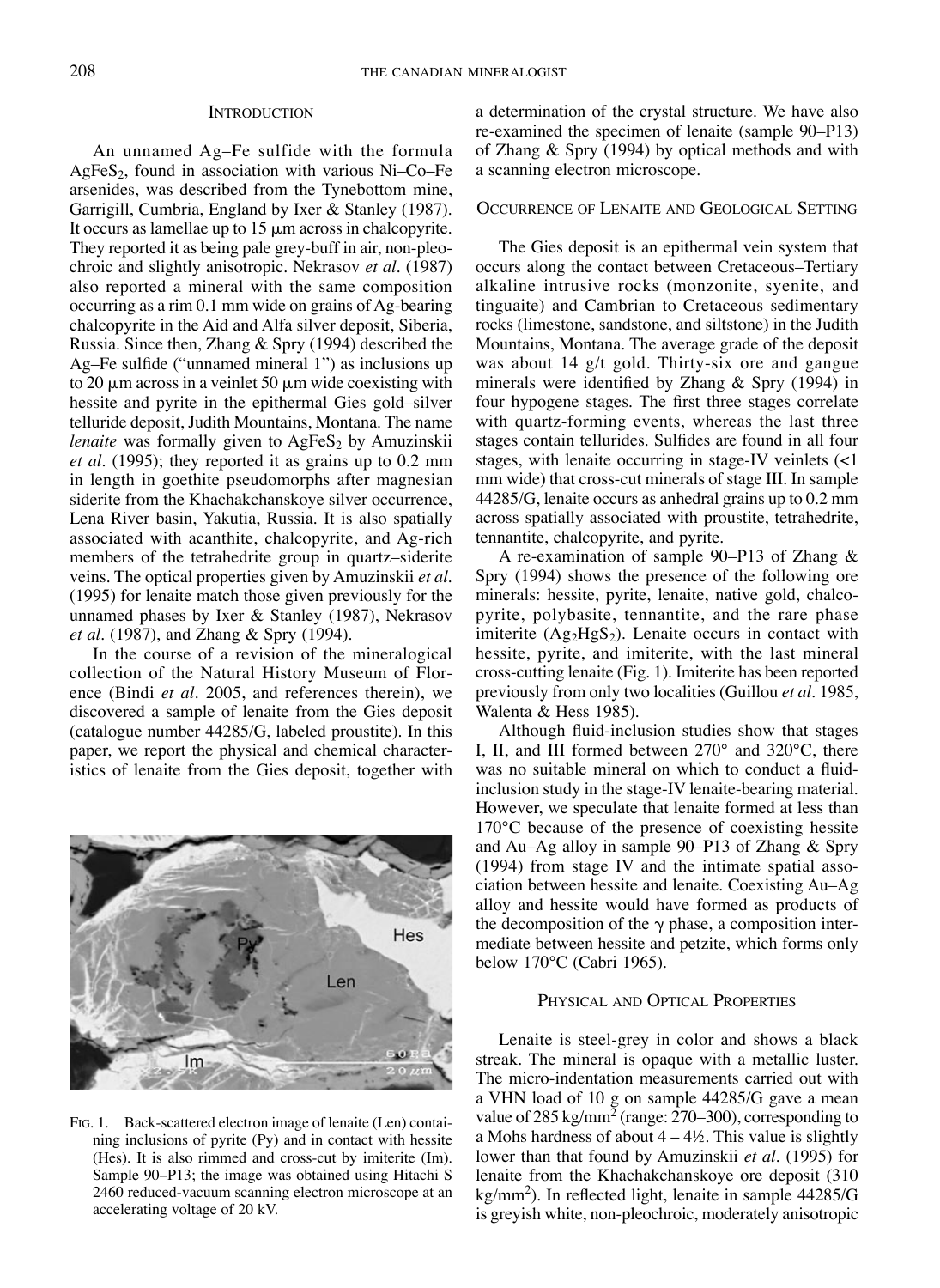## Introduction

An unnamed Ag–Fe sulfide with the formula $AgFeS_2$, found in association with various Ni–Co–Fe arsenides, was described from the Tynebottom mine, Garrigill, Cumbria, England by Ixer & Stanley (1987). It occurs as lamellae up to 15 μm across in chalcopyrite. They reported it as being pale grey-buff in air, non-pleochroic and slightly anisotropic. Nekrasov *et al*. (1987) also reported a mineral with the same composition occurring as a rim 0.1 mm wide on grains of Ag-bearing chalcopyrite in the Aid and Alfa silver deposit, Siberia, Russia. Since then, Zhang & Spry (1994) described the Ag–Fe sulfide ("unnamed mineral 1") as inclusions up to 20 μm across in a veinlet 50 μm wide coexisting with hessite and pyrite in the epithermal Gies gold–silver telluride deposit, Judith Mountains, Montana. The name *lenaite* was formally given to $AgFeS_2$ by Amuzinskii *et al*. (1995); they reported it as grains up to 0.2 mm in length in goethite pseudomorphs after magnesian siderite from the Khachakchanskoye silver occurrence, Lena River basin, Yakutia, Russia. It is also spatially associated with acanthite, chalcopyrite, and Ag-rich members of the tetrahedrite group in quartz–siderite veins. The optical properties given by Amuzinskii *et al.* (1995) for lenaite match those given previously for the unnamed phases by Ixer & Stanley (1987), Nekrasov *et al*. (1987), and Zhang & Spry (1994).

In the course of a revision of the mineralogical collection of the Natural History Museum of Florence (Bindi *et al*. 2005, and references therein), we discovered a sample of lenaite from the Gies deposit (catalogue number 44285/G, labeled proustite). In this paper, we report the physical and chemical characteristics of lenaite from the Gies deposit, together with a determination of the crystal structure. We have also re-examined the specimen of lenaite (sample 90–P13) of Zhang & Spry (1994) by optical methods and with a scanning electron microscope.

## Occurrence of Lenaite and Geological Setting

The Gies deposit is an epithermal vein system that occurs along the contact between Cretaceous–Tertiary alkaline intrusive rocks (monzonite, syenite, and tinguaite) and Cambrian to Cretaceous sedimentary rocks (limestone, sandstone, and siltstone) in the Judith Mountains, Montana. The average grade of the deposit was about 14 g/t gold. Thirty-six ore and gangue minerals were identified by Zhang & Spry (1994) in four hypogene stages. The first three stages correlate with quartz-forming events, whereas the last three stages contain tellurides. Sulfides are found in all four stages, with lenaite occurring in stage-IV veinlets (<1 mm wide) that cross-cut minerals of stage III. In sample 44285/G, lenaite occurs as anhedral grains up to 0.2 mm across spatially associated with proustite, tetrahedrite, tennantite, chalcopyrite, and pyrite.

A re-examination of sample 90–P13 of Zhang & Spry (1994) shows the presence of the following ore minerals: hessite, pyrite, lenaite, native gold, chalcopyrite, polybasite, tennantite, and the rare phase imiterite ($Ag_2HgS_2$). Lenaite occurs in contact with hessite, pyrite, and imiterite, with the last mineral cross-cutting lenaite (Fig. 1). Imiterite has been reported previously from only two localities (Guillou *et al*. 1985, Walenta & Hess 1985).

Although fluid-inclusion studies show that stages I, II, and III formed between 270° and 320°C, there was no suitable mineral on which to conduct a fluid-inclusion study in the stage-IV lenaite-bearing material. However, we speculate that lenaite formed at less than 170°C because of the presence of coexisting hessite and Au–Ag alloy in sample 90–P13 of Zhang & Spry (1994) from stage IV and the intimate spatial association between hessite and lenaite. Coexisting Au–Ag alloy and hessite would have formed as products of the decomposition of the γ phase, a composition intermediate between hessite and petzite, which forms only below 170°C (Cabri 1965).

Fig. 1. Back-scattered electron image of lenaite (Len) containing inclusions of pyrite (Py) and in contact with hessite (Hes). It is also rimmed and cross-cut by imiterite (Im). Sample 90–P13; the image was obtained using Hitachi S 2460 reduced-vacuum scanning electron microscope at an accelerating voltage of 20 kV.

## Physical and Optical Properties

Lenaite is steel-grey in color and shows a black streak. The mineral is opaque with a metallic luster. The micro-indentation measurements carried out with a VHN load of 10 g on sample 44285/G gave a mean value of 285 kg/mm$^2$ (range: 270–300), corresponding to a Mohs hardness of about 4 – 4½. This value is slightly lower than that found by Amuzinskii *et al*. (1995) for lenaite from the Khachakchanskoye ore deposit (310 kg/mm$^2$). In reflected light, lenaite in sample 44285/G is greyish white, non-pleochroic, moderately anisotropic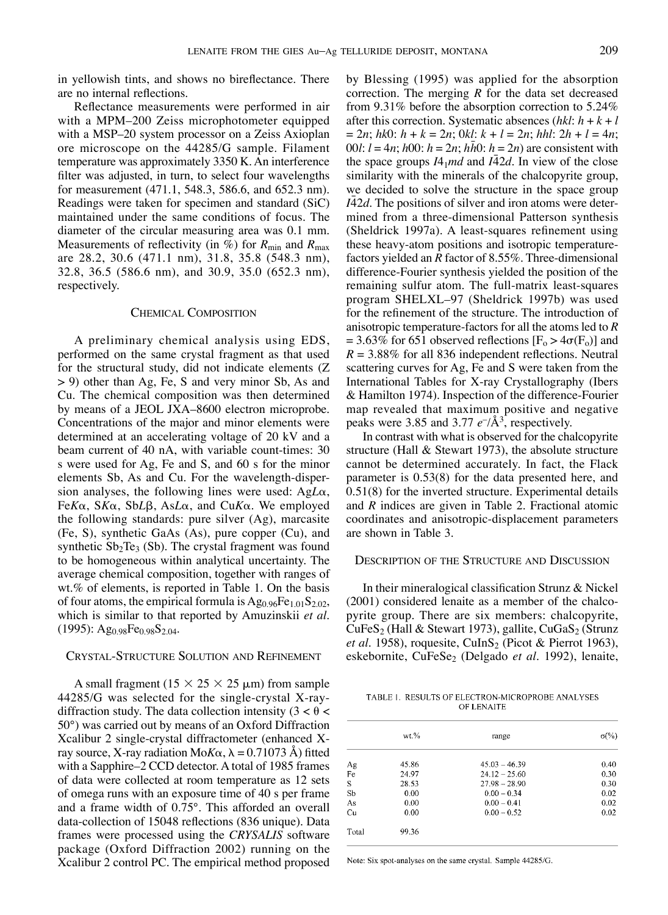in yellowish tints, and shows no bireflectance. There are no internal reflections.

Reflectance measurements were performed in air with a MPM–200 Zeiss microphotometer equipped with a MSP–20 system processor on a Zeiss Axioplan ore microscope on the 44285/G sample. Filament temperature was approximately 3350 K. An interference filter was adjusted, in turn, to select four wavelengths for measurement (471.1, 548.3, 586.6, and 652.3 nm). Readings were taken for specimen and standard (SiC) maintained under the same conditions of focus. The diameter of the circular measuring area was 0.1 mm. Measurements of reflectivity (in %) for $R_{min}$ and $R_{max}$ are 28.2, 30.6 (471.1 nm), 31.8, 35.8 (548.3 nm), 32.8, 36.5 (586.6 nm), and 30.9, 35.0 (652.3 nm), respectively.

## Chemical Composition

A preliminary chemical analysis using EDS, performed on the same crystal fragment as that used for the structural study, did not indicate elements (Z > 9) other than Ag, Fe, S and very minor Sb, As and Cu. The chemical composition was then determined by means of a JEOL JXA–8600 electron microprobe. Concentrations of the major and minor elements were determined at an accelerating voltage of 20 kV and a beam current of 40 nA, with variable count-times: 30 s were used for Ag, Fe and S, and 60 s for the minor elements Sb, As and Cu. For the wavelength-dispersion analyses, the following lines were used: Ag*L*α, Fe*K*α, S*K*α, Sb*L*β, As*L*α, and Cu*K*α. We employed the following standards: pure silver (Ag), marcasite (Fe, S), synthetic GaAs (As), pure copper (Cu), and synthetic $Sb_2Te_3$ (Sb). The crystal fragment was found to be homogeneous within analytical uncertainty. The average chemical composition, together with ranges of wt.% of elements, is reported in Table 1. On the basis of four atoms, the empirical formula is $Ag_{0.96}Fe_{1.01}S_{2.02}$, which is similar to that reported by Amuzinskii *et al.* (1995): $Ag_{0.98}Fe_{0.98}S_{2.04}$.

## Crystal-Structure Solution and Refinement

A small fragment (15 × 25 × 25 μm) from sample 44285/G was selected for the single-crystal X-ray-diffraction study. The data collection intensity (3 < θ < 50°) was carried out by means of an Oxford Diffraction Xcalibur 2 single-crystal diffractometer (enhanced X-ray source, X-ray radiation Mo*K*α, λ = 0.71073 Å) fitted with a Sapphire–2 CCD detector. A total of 1985 frames of data were collected at room temperature as 12 sets of omega runs with an exposure time of 40 s per frame and a frame width of 0.75°. This afforded an overall data-collection of 15048 reflections (836 unique). Data frames were processed using the *CRYSALIS* software package (Oxford Diffraction 2002) running on the Xcalibur 2 control PC. The empirical method proposed by Blessing (1995) was applied for the absorption correction. The merging *R* for the data set decreased from 9.31% before the absorption correction to 5.24% after this correction. Systematic absences (*hkl*: $h + k + l = 2n$; *hk*0: $h + k = 2n$; 0*kl*: $k + l = 2n$; *hhl*: $2h + l = 4n$; 00*l*: $l = 4n$; *h*00: $h = 2n$; $h\bar{h}0$: $h = 2n$) are consistent with the space groups $I4_1md$ and $I\bar{4}2d$. In view of the close similarity with the minerals of the chalcopyrite group, we decided to solve the structure in the space group $I\bar{4}2d$. The positions of silver and iron atoms were determined from a three-dimensional Patterson synthesis (Sheldrick 1997a). A least-squares refinement using these heavy-atom positions and isotropic temperature-factors yielded an *R* factor of 8.55%. Three-dimensional difference-Fourier synthesis yielded the position of the remaining sulfur atom. The full-matrix least-squares program SHELXL–97 (Sheldrick 1997b) was used for the refinement of the structure. The introduction of anisotropic temperature-factors for all the atoms led to *R* = 3.63% for 651 observed reflections [$F_o > 4\sigma(F_o)$] and *R* = 3.88% for all 836 independent reflections. Neutral scattering curves for Ag, Fe and S were taken from the International Tables for X-ray Crystallography (Ibers & Hamilton 1974). Inspection of the difference-Fourier map revealed that maximum positive and negative peaks were 3.85 and 3.77 $e^-/Å^3$, respectively.

In contrast with what is observed for the chalcopyrite structure (Hall & Stewart 1973), the absolute structure cannot be determined accurately. In fact, the Flack parameter is 0.53(8) for the data presented here, and 0.51(8) for the inverted structure. Experimental details and *R* indices are given in Table 2. Fractional atomic coordinates and anisotropic-displacement parameters are shown in Table 3.

## Description of the Structure and Discussion

In their mineralogical classification Strunz & Nickel (2001) considered lenaite as a member of the chalcopyrite group. There are six members: chalcopyrite, $CuFeS_2$ (Hall & Stewart 1973), gallite, $CuGaS_2$ (Strunz *et al.* 1958), roquesite, $CuInS_2$ (Picot & Pierrot 1963), eskebornite, $CuFeSe_2$ (Delgado *et al.* 1992), lenaite,

TABLE 1. RESULTS OF ELECTRON-MICROPROBE ANALYSES OF LENAITE

| | wt.% | range | σ(%) |
|---|---|---|---|
| Ag | 45.86 | 45.03 – 46.39 | 0.40 |
| Fe | 24.97 | 24.12 – 25.60 | 0.30 |
| S | 28.53 | 27.98 – 28.90 | 0.30 |
| Sb | 0.00 | 0.00 – 0.34 | 0.02 |
| As | 0.00 | 0.00 – 0.41 | 0.02 |
| Cu | 0.00 | 0.00 – 0.52 | 0.02 |
| Total | 99.36 | | |

Note: Six spot-analyses on the same crystal. Sample 44285/G.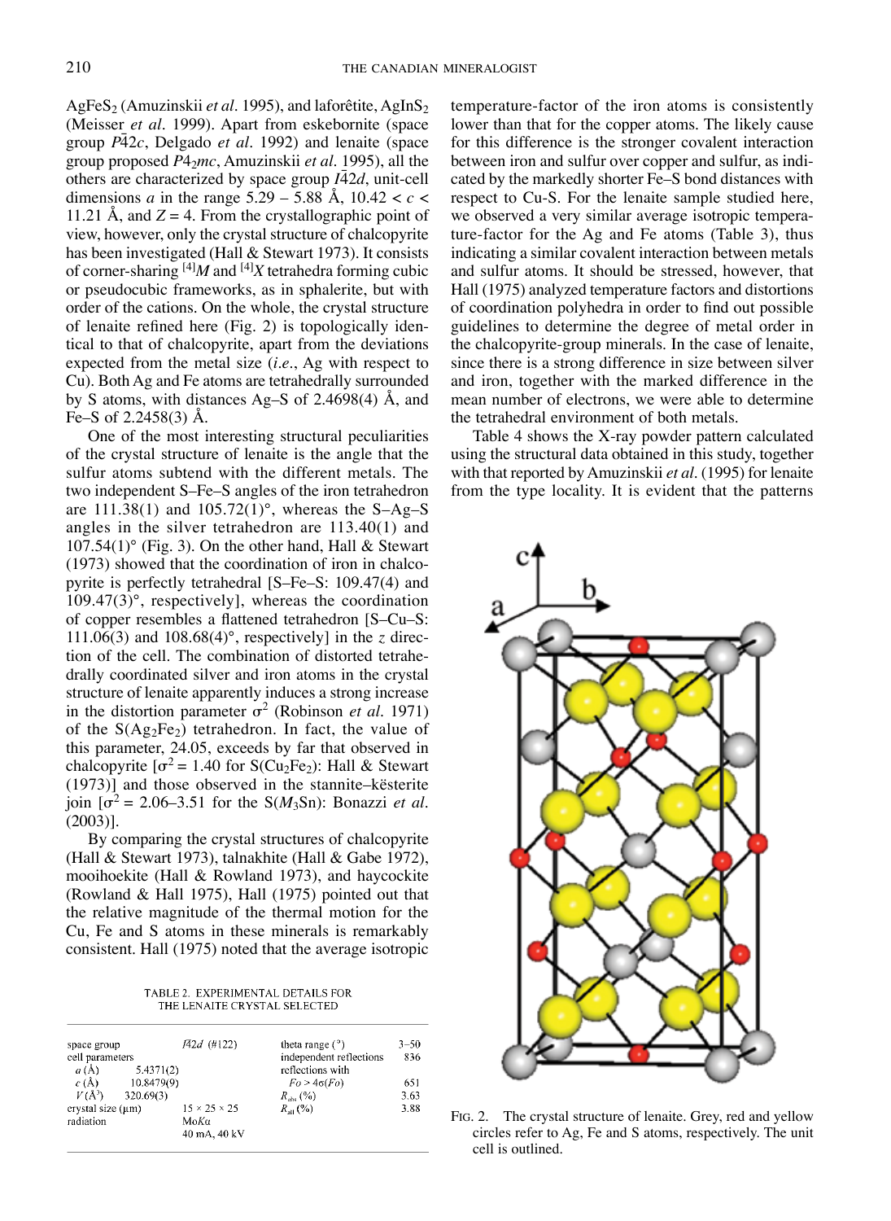$AgFeS_2$ (Amuzinskii *et al.* 1995), and laforêtite, $AgInS_2$ (Meisser *et al.* 1999). Apart from eskebornite (space group $P\bar{4}2c$, Delgado *et al.* 1992) and lenaite (space group proposed $P4_2mc$, Amuzinskii *et al.* 1995), all the others are characterized by space group $I\bar{4}2d$, unit-cell dimensions *a* in the range 5.29 – 5.88 Å, $10.42 < c < 11.21$ Å, and $Z = 4$. From the crystallographic point of view, however, only the crystal structure of chalcopyrite has been investigated (Hall & Stewart 1973). It consists of corner-sharing $^{[4]}M$ and $^{[4]}X$ tetrahedra forming cubic or pseudocubic frameworks, as in sphalerite, but with order of the cations. On the whole, the crystal structure of lenaite refined here (Fig. 2) is topologically identical to that of chalcopyrite, apart from the deviations expected from the metal size (*i.e.*, Ag with respect to Cu). Both Ag and Fe atoms are tetrahedrally surrounded by S atoms, with distances Ag–S of 2.4698(4) Å, and Fe–S of 2.2458(3) Å.

One of the most interesting structural peculiarities of the crystal structure of lenaite is the angle that the sulfur atoms subtend with the different metals. The two independent S–Fe–S angles of the iron tetrahedron are 111.38(1) and 105.72(1)°, whereas the S–Ag–S angles in the silver tetrahedron are 113.40(1) and 107.54(1)° (Fig. 3). On the other hand, Hall & Stewart (1973) showed that the coordination of iron in chalcopyrite is perfectly tetrahedral [S–Fe–S: 109.47(4) and 109.47(3)°, respectively], whereas the coordination of copper resembles a flattened tetrahedron [S–Cu–S: 111.06(3) and 108.68(4)°, respectively] in the *z* direction of the cell. The combination of distorted tetrahedrally coordinated silver and iron atoms in the crystal structure of lenaite apparently induces a strong increase in the distortion parameter $\sigma^2$ (Robinson *et al.* 1971) of the $S(Ag_2Fe_2)$ tetrahedron. In fact, the value of this parameter, 24.05, exceeds by far that observed in chalcopyrite [$\sigma^2 = 1.40$ for $S(Cu_2Fe_2)$: Hall & Stewart (1973)] and those observed in the stannite–kësterite join [$\sigma^2 = 2.06$–3.51 for the $S(M_3Sn)$: Bonazzi *et al.* (2003)].

By comparing the crystal structures of chalcopyrite (Hall & Stewart 1973), talnakhite (Hall & Gabe 1972), mooihoekite (Hall & Rowland 1973), and haycockite (Rowland & Hall 1975), Hall (1975) pointed out that the relative magnitude of the thermal motion for the Cu, Fe and S atoms in these minerals is remarkably consistent. Hall (1975) noted that the average isotropic temperature-factor of the iron atoms is consistently lower than that for the copper atoms. The likely cause for this difference is the stronger covalent interaction between iron and sulfur over copper and sulfur, as indicated by the markedly shorter Fe–S bond distances with respect to Cu-S. For the lenaite sample studied here, we observed a very similar average isotropic temperature-factor for the Ag and Fe atoms (Table 3), thus indicating a similar covalent interaction between metals and sulfur atoms. It should be stressed, however, that Hall (1975) analyzed temperature factors and distortions of coordination polyhedra in order to find out possible guidelines to determine the degree of metal order in the chalcopyrite-group minerals. In the case of lenaite, since there is a strong difference in size between silver and iron, together with the marked difference in the mean number of electrons, we were able to determine the tetrahedral environment of both metals.

Table 4 shows the X-ray powder pattern calculated using the structural data obtained in this study, together with that reported by Amuzinskii *et al.* (1995) for lenaite from the type locality. It is evident that the patterns

TABLE 2. EXPERIMENTAL DETAILS FOR THE LENAITE CRYSTAL SELECTED

| | | | |
|---|---|---|---|
| space group | $I\bar{4}2d$ (#122) | theta range (°) | 3–50 |
| cell parameters | | independent reflections | 836 |
| *a* (Å) 5.4371(2) | | reflections with | |
| *c* (Å) 10.8479(9) | | $Fo > 4\sigma(Fo)$ | 651 |
| *V* (Å³) 320.69(3) | | $R_{obs}$ (%) | 3.63 |
| crystal size (µm) | 15 × 25 × 25 | $R_{all}$ (%) | 3.88 |
| radiation | Mo*K*α 40 mA, 40 kV | | |

FIG. 2. The crystal structure of lenaite. Grey, red and yellow circles refer to Ag, Fe and S atoms, respectively. The unit cell is outlined.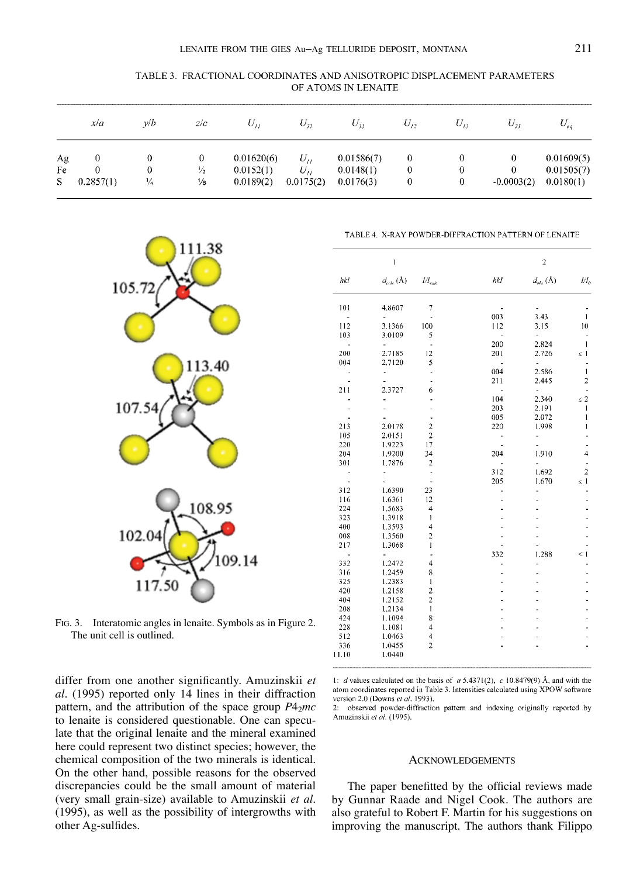TABLE 3. FRACTIONAL COORDINATES AND ANISOTROPIC DISPLACEMENT PARAMETERS OF ATOMS IN LENAITE

| | $x/a$ | $y/b$ | $z/c$ | $U_{11}$ | $U_{22}$ | $U_{33}$ | $U_{12}$ | $U_{13}$ | $U_{23}$ | $U_{eq}$ |
|---|---|---|---|---|---|---|---|---|---|---|
| Ag | 0 | 0 | 0 | 0.01620(6) | $U_{11}$ | 0.01586(7) | 0 | 0 | 0 | 0.01609(5) |
| Fe | 0 | 0 | ½ | 0.0152(1) | $U_{11}$ | 0.0148(1) | 0 | 0 | 0 | 0.01505(7) |
| S | 0.2857(1) | ¼ | ⅛ | 0.0189(2) | 0.0175(2) | 0.0176(3) | 0 | 0 | -0.0003(2) | 0.0180(1) |

FIG. 3. Interatomic angles in lenaite. Symbols as in Figure 2. The unit cell is outlined.

TABLE 4. X-RAY POWDER-DIFFRACTION PATTERN OF LENAITE

| 1 | | | 2 | | |
|---|---|---|---|---|---|
| *hkl* | $d_{calc}$ (Å) | $I/I_{calc}$ | *hkl* | $d_{obs}$ (Å) | $I/I_0$ |
| 101 | 4.8607 | 7 | - | - | - |
| - | - | - | 003 | 3.43 | 1 |
| 112 | 3.1366 | 100 | 112 | 3.15 | 10 |
| 103 | 3.0109 | 5 | - | - | - |
| - | - | - | 200 | 2.824 | 1 |
| 200 | 2.7185 | 12 | 201 | 2.726 | ≤ 1 |
| 004 | 2.7120 | 5 | - | - | - |
| - | - | - | 004 | 2.586 | 1 |
| - | - | - | 211 | 2.445 | 2 |
| 211 | 2.3727 | 6 | - | - | - |
| - | - | - | 104 | 2.340 | ≤ 2 |
| - | - | - | 203 | 2.191 | 1 |
| - | - | - | 005 | 2.072 | 1 |
| 213 | 2.0178 | 2 | 220 | 1.998 | 1 |
| 105 | 2.0151 | 2 | - | - | - |
| 220 | 1.9223 | 17 | - | - | - |
| 204 | 1.9200 | 34 | 204 | 1.910 | 4 |
| 301 | 1.7876 | 2 | - | - | - |
| - | - | - | 312 | 1.692 | 2 |
| - | - | - | 205 | 1.670 | ≤ 1 |
| 312 | 1.6390 | 23 | - | - | - |
| 116 | 1.6361 | 12 | - | - | - |
| 224 | 1.5683 | 4 | - | - | - |
| 323 | 1.3918 | 1 | - | - | - |
| 400 | 1.3593 | 4 | - | - | - |
| 008 | 1.3560 | 2 | - | - | - |
| 217 | 1.3068 | 1 | - | - | - |
| - | - | - | 332 | 1.288 | < 1 |
| 332 | 1.2472 | 4 | - | - | - |
| 316 | 1.2459 | 8 | - | - | - |
| 325 | 1.2383 | 1 | - | - | - |
| 420 | 1.2158 | 2 | - | - | - |
| 404 | 1.2152 | 2 | - | - | - |
| 208 | 1.2134 | 1 | - | - | - |
| 424 | 1.1094 | 8 | - | - | - |
| 228 | 1.1081 | 4 | - | - | - |
| 512 | 1.0463 | 4 | - | - | - |
| 336 | 1.0455 | 2 | - | - | - |
| 11.10 | 1.0440 | | | | |

1: *d* values calculated on the basis of *a* 5.4371(2), *c* 10.8479(9) Å, and with the atom coordinates reported in Table 3. Intensities calculated using XPOW software version 2.0 (Downs *et al.* 1993).
2: observed powder-diffraction pattern and indexing originally reported by Amuzinskii *et al.* (1995).

differ from one another significantly. Amuzinskii *et al.* (1995) reported only 14 lines in their diffraction pattern, and the attribution of the space group $P4_2mc$ to lenaite is considered questionable. One can speculate that the original lenaite and the mineral examined here could represent two distinct species; however, the chemical composition of the two minerals is identical. On the other hand, possible reasons for the observed discrepancies could be the small amount of material (very small grain-size) available to Amuzinskii *et al.* (1995), as well as the possibility of intergrowths with other Ag-sulfides.

## ACKNOWLEDGEMENTS

The paper benefitted by the official reviews made by Gunnar Raade and Nigel Cook. The authors are also grateful to Robert F. Martin for his suggestions on improving the manuscript. The authors thank Filippo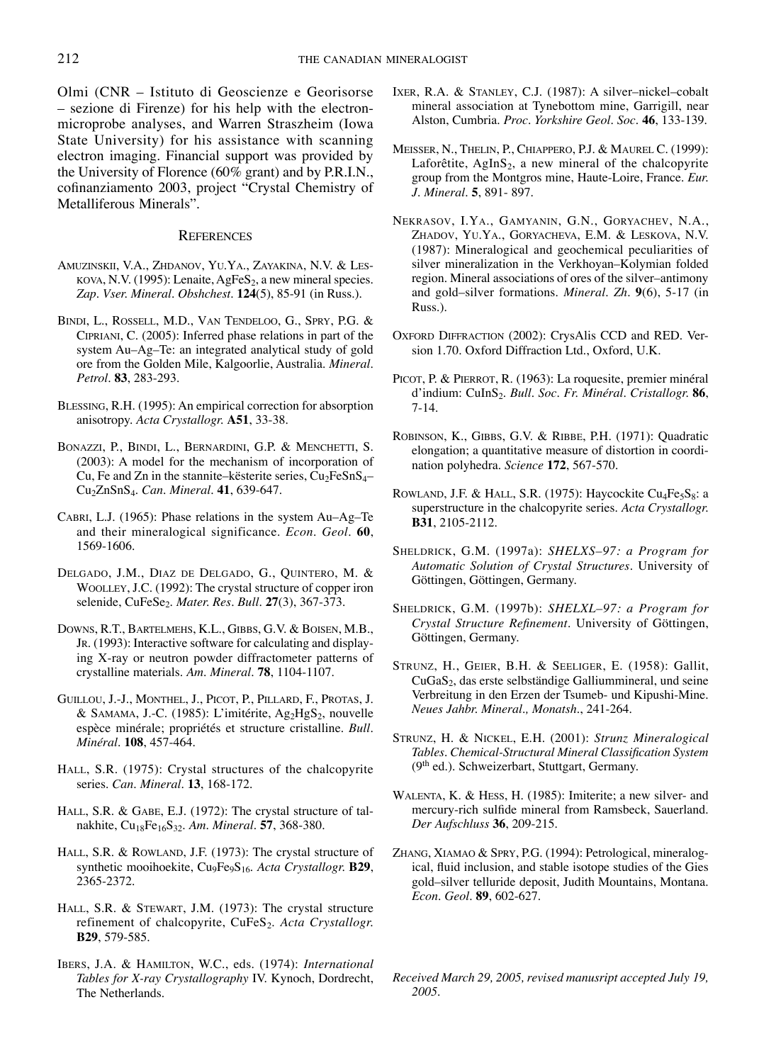Olmi (CNR – Istituto di Geoscienze e Georisorse – sezione di Firenze) for his help with the electron-microprobe analyses, and Warren Straszheim (Iowa State University) for his assistance with scanning electron imaging. Financial support was provided by the University of Florence (60% grant) and by P.R.I.N., cofinanziamento 2003, project "Crystal Chemistry of Metalliferous Minerals".

## References

AMUZINSKII, V.A., ZHDANOV, YU.YA., ZAYAKINA, N.V. & LESKOVA, N.V. (1995): Lenaite, $AgFeS_2$, a new mineral species. *Zap. Vser. Mineral. Obshchest.* **124**(5), 85-91 (in Russ.).

BINDI, L., ROSSELL, M.D., VAN TENDELOO, G., SPRY, P.G. & CIPRIANI, C. (2005): Inferred phase relations in part of the system Au–Ag–Te: an integrated analytical study of gold ore from the Golden Mile, Kalgoorlie, Australia. *Mineral. Petrol.* **83**, 283-293.

BLESSING, R.H. (1995): An empirical correction for absorption anisotropy. *Acta Crystallogr.* **A51**, 33-38.

BONAZZI, P., BINDI, L., BERNARDINI, G.P. & MENCHETTI, S. (2003): A model for the mechanism of incorporation of Cu, Fe and Zn in the stannite–kësterite series, $Cu_2FeSnS_4$–$Cu_2ZnSnS_4$. *Can. Mineral.* **41**, 639-647.

CABRI, L.J. (1965): Phase relations in the system Au–Ag–Te and their mineralogical significance. *Econ. Geol.* **60**, 1569-1606.

DELGADO, J.M., DIAZ DE DELGADO, G., QUINTERO, M. & WOOLLEY, J.C. (1992): The crystal structure of copper iron selenide, $CuFeSe_2$. *Mater. Res. Bull.* **27**(3), 367-373.

DOWNS, R.T., BARTELMEHS, K.L., GIBBS, G.V. & BOISEN, M.B., JR. (1993): Interactive software for calculating and displaying X-ray or neutron powder diffractometer patterns of crystalline materials. *Am. Mineral.* **78**, 1104-1107.

GUILLOU, J.-J., MONTHEL, J., PICOT, P., PILLARD, F., PROTAS, J. & SAMAMA, J.-C. (1985): L'imitérite, $Ag_2HgS_2$, nouvelle espèce minérale; propriétés et structure cristalline. *Bull. Minéral.* **108**, 457-464.

HALL, S.R. (1975): Crystal structures of the chalcopyrite series. *Can. Mineral.* **13**, 168-172.

HALL, S.R. & GABE, E.J. (1972): The crystal structure of talnakhite, $Cu_{18}Fe_{16}S_{32}$. *Am. Mineral.* **57**, 368-380.

HALL, S.R. & ROWLAND, J.F. (1973): The crystal structure of synthetic mooihoekite, $Cu_9Fe_9S_{16}$. *Acta Crystallogr.* **B29**, 2365-2372.

HALL, S.R. & STEWART, J.M. (1973): The crystal structure refinement of chalcopyrite, $CuFeS_2$. *Acta Crystallogr.* **B29**, 579-585.

IBERS, J.A. & HAMILTON, W.C., eds. (1974): *International Tables for X-ray Crystallography* IV. Kynoch, Dordrecht, The Netherlands.

IXER, R.A. & STANLEY, C.J. (1987): A silver–nickel–cobalt mineral association at Tynebottom mine, Garrigill, near Alston, Cumbria. *Proc. Yorkshire Geol. Soc.* **46**, 133-139.

MEISSER, N., THELIN, P., CHIAPPERO, P.J. & MAUREL C. (1999): Laforêtite, $AgInS_2$, a new mineral of the chalcopyrite group from the Montgros mine, Haute-Loire, France. *Eur. J. Mineral.* **5**, 891- 897.

NEKRASOV, I.YA., GAMYANIN, G.N., GORYACHEV, N.A., ZHADOV, YU.YA., GORYACHEVA, E.M. & LESKOVA, N.V. (1987): Mineralogical and geochemical peculiarities of silver mineralization in the Verkhoyan–Kolymian folded region. Mineral associations of ores of the silver–antimony and gold–silver formations. *Mineral. Zh.* **9**(6), 5-17 (in Russ.).

OXFORD DIFFRACTION (2002): CrysAlis CCD and RED. Version 1.70. Oxford Diffraction Ltd., Oxford, U.K.

PICOT, P. & PIERROT, R. (1963): La roquesite, premier minéral d'indium: $CuInS_2$. *Bull. Soc. Fr. Minéral. Cristallogr.* **86**, 7-14.

ROBINSON, K., GIBBS, G.V. & RIBBE, P.H. (1971): Quadratic elongation; a quantitative measure of distortion in coordination polyhedra. *Science* **172**, 567-570.

ROWLAND, J.F. & HALL, S.R. (1975): Haycockite $Cu_4Fe_5S_8$: a superstructure in the chalcopyrite series. *Acta Crystallogr.* **B31**, 2105-2112.

SHELDRICK, G.M. (1997a): *SHELXS–97: a Program for Automatic Solution of Crystal Structures*. University of Göttingen, Göttingen, Germany.

SHELDRICK, G.M. (1997b): *SHELXL–97: a Program for Crystal Structure Refinement*. University of Göttingen, Göttingen, Germany.

STRUNZ, H., GEIER, B.H. & SEELIGER, E. (1958): Gallit, $CuGaS_2$, das erste selbständige Galliummineral, und seine Verbreitung in den Erzen der Tsumeb- und Kipushi-Mine. *Neues Jahbr. Mineral., Monatsh.*, 241-264.

STRUNZ, H. & NICKEL, E.H. (2001): *Strunz Mineralogical Tables. Chemical-Structural Mineral Classification System* (9th ed.). Schweizerbart, Stuttgart, Germany.

WALENTA, K. & HESS, H. (1985): Imiterite; a new silver- and mercury-rich sulfide mineral from Ramsbeck, Sauerland. *Der Aufschluss* **36**, 209-215.

ZHANG, XIAMAO & SPRY, P.G. (1994): Petrological, mineralogical, fluid inclusion, and stable isotope studies of the Gies gold–silver telluride deposit, Judith Mountains, Montana. *Econ. Geol.* **89**, 602-627.

*Received March 29, 2005, revised manusript accepted July 19, 2005.*